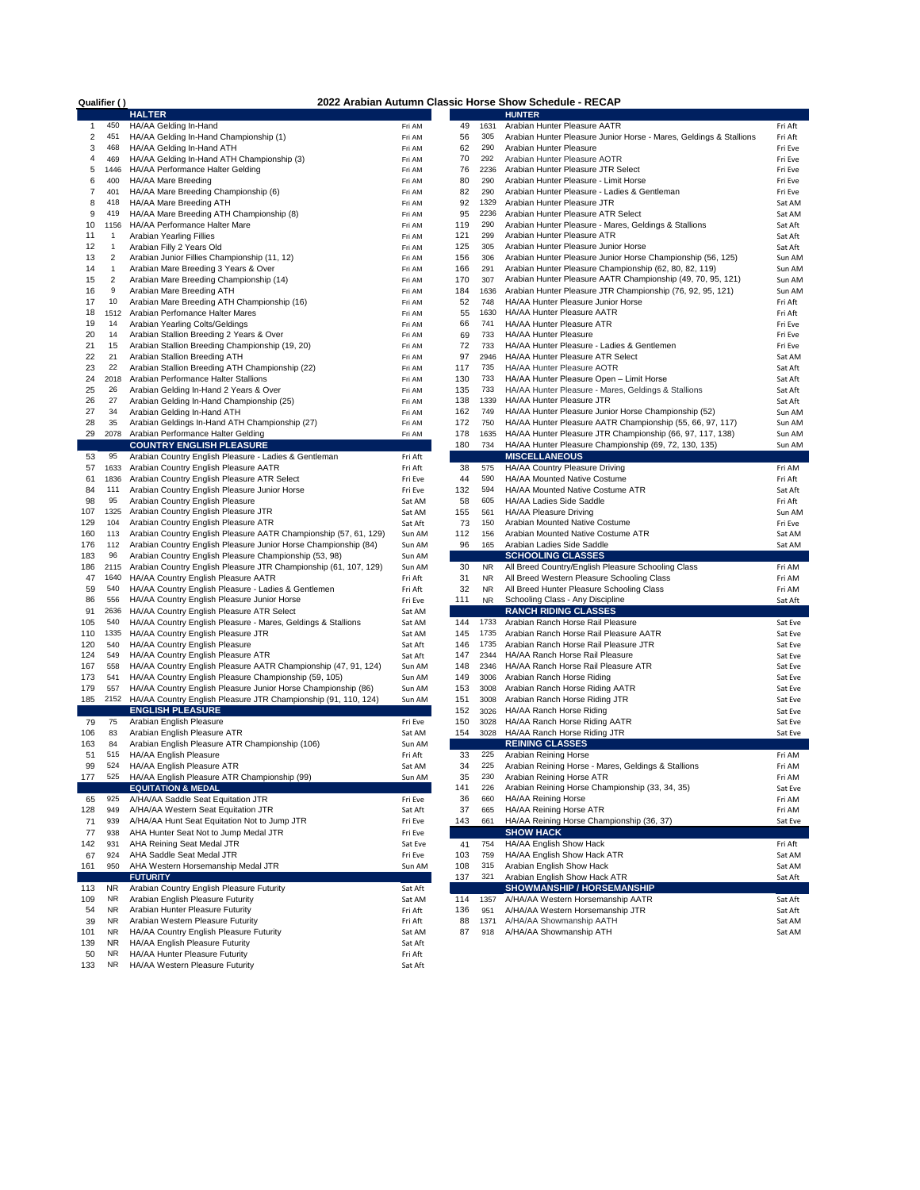# 2022 Arabian Autumn Classic Horse Show Schedule - RECAP

Qualifier ( )

## HALTER

| | | | |
|---|---|---|---|
| 1 | 450 | HA/AA Gelding In-Hand | Fri AM |
| 2 | 451 | HA/AA Gelding In-Hand Championship (1) | Fri AM |
| 3 | 468 | HA/AA Gelding In-Hand ATH | Fri AM |
| 4 | 469 | HA/AA Gelding In-Hand ATH Championship (3) | Fri AM |
| 5 | 1446 | HA/AA Performance Halter Gelding | Fri AM |
| 6 | 400 | HA/AA Mare Breeding | Fri AM |
| 7 | 401 | HA/AA Mare Breeding Championship (6) | Fri AM |
| 8 | 418 | HA/AA Mare Breeding ATH | Fri AM |
| 9 | 419 | HA/AA Mare Breeding ATH Championship (8) | Fri AM |
| 10 | 1156 | HA/AA Performance Halter Mare | Fri AM |
| 11 | 1 | Arabian Yearling Fillies | Fri AM |
| 12 | 1 | Arabian Filly 2 Years Old | Fri AM |
| 13 | 2 | Arabian Junior Fillies Championship (11, 12) | Fri AM |
| 14 | 1 | Arabian Mare Breeding 3 Years & Over | Fri AM |
| 15 | 2 | Arabian Mare Breeding Championship (14) | Fri AM |
| 16 | 9 | Arabian Mare Breeding ATH | Fri AM |
| 17 | 10 | Arabian Mare Breeding ATH Championship (16) | Fri AM |
| 18 | 1512 | Arabian Perfornance Halter Mares | Fri AM |
| 19 | 14 | Arabian Yearling Colts/Geldings | Fri AM |
| 20 | 14 | Arabian Stallion Breeding 2 Years & Over | Fri AM |
| 21 | 15 | Arabian Stallion Breeding Championship (19, 20) | Fri AM |
| 22 | 21 | Arabian Stallion Breeding ATH | Fri AM |
| 23 | 22 | Arabian Stallion Breeding ATH Championship (22) | Fri AM |
| 24 | 2018 | Arabian Performance Halter Stallions | Fri AM |
| 25 | 26 | Arabian Gelding In-Hand 2 Years & Over | Fri AM |
| 26 | 27 | Arabian Gelding In-Hand Championship (25) | Fri AM |
| 27 | 34 | Arabian Gelding In-Hand ATH | Fri AM |
| 28 | 35 | Arabian Geldings In-Hand ATH Championship (27) | Fri AM |
| 29 | 2078 | Arabian Performance Halter Gelding | Fri AM |

## COUNTRY ENGLISH PLEASURE

| | | | |
|---|---|---|---|
| 53 | 95 | Arabian Country English Pleasure - Ladies & Gentleman | Fri Aft |
| 57 | 1633 | Arabian Country English Pleasure AATR | Fri Aft |
| 61 | 1836 | Arabian Country English Pleasure ATR Select | Fri Eve |
| 84 | 111 | Arabian Country English Pleasure Junior Horse | Fri Eve |
| 98 | 95 | Arabian Country English Pleasure | Sat AM |
| 107 | 1325 | Arabian Country English Pleasure JTR | Sat AM |
| 129 | 104 | Arabian Country English Pleasure ATR | Sat Aft |
| 160 | 113 | Arabian Country English Pleasure AATR Championship (57, 61, 129) | Sun AM |
| 176 | 112 | Arabian Country English Pleasure Junior Horse Championship (84) | Sun AM |
| 183 | 96 | Arabian Country English Pleasure Championship (53, 98) | Sun AM |
| 186 | 2115 | Arabian Country English Pleasure JTR Championship (61, 107, 129) | Sun AM |
| 47 | 1640 | HA/AA Country English Pleasure AATR | Fri Aft |
| 59 | 540 | HA/AA Country English Pleasure - Ladies & Gentlemen | Fri Aft |
| 86 | 556 | HA/AA Country English Pleasure Junior Horse | Fri Eve |
| 91 | 2636 | HA/AA Country English Pleasure ATR Select | Sat AM |
| 105 | 540 | HA/AA Country English Pleasure - Mares, Geldings & Stallions | Sat AM |
| 110 | 1335 | HA/AA Country English Pleasure JTR | Sat AM |
| 120 | 540 | HA/AA Country English Pleasure | Sat Aft |
| 124 | 549 | HA/AA Country English Pleasure ATR | Sat Aft |
| 167 | 558 | HA/AA Country English Pleasure AATR Championship (47, 91, 124) | Sun AM |
| 173 | 541 | HA/AA Country English Pleasure Championship (59, 105) | Sun AM |
| 179 | 557 | HA/AA Country English Pleasure Junior Horse Championship (86) | Sun AM |
| 185 | 2152 | HA/AA Country English Pleasure JTR Championship (91, 110, 124) | Sun AM |

## ENGLISH PLEASURE

| | | | |
|---|---|---|---|
| 79 | 75 | Arabian English Pleasure | Fri Eve |
| 106 | 83 | Arabian English Pleasure ATR | Sat AM |
| 163 | 84 | Arabian English Pleasure ATR Championship (106) | Sun AM |
| 51 | 515 | HA/AA English Pleasure | Fri Aft |
| 99 | 524 | HA/AA English Pleasure ATR | Sat AM |
| 177 | 525 | HA/AA English Pleasure ATR Championship (99) | Sun AM |

## EQUITATION & MEDAL

| | | | |
|---|---|---|---|
| 65 | 925 | A/HA/AA Saddle Seat Equitation JTR | Fri Eve |
| 128 | 949 | A/HA/AA Western Seat Equitation JTR | Sat Aft |
| 71 | 939 | A/HA/AA Hunt Seat Equitation Not to Jump JTR | Fri Eve |
| 77 | 938 | AHA Hunter Seat Not to Jump Medal JTR | Fri Eve |
| 142 | 931 | AHA Reining Seat Medal JTR | Sat Eve |
| 67 | 924 | AHA Saddle Seat Medal JTR | Fri Eve |
| 161 | 950 | AHA Western Horsemanship Medal JTR | Sun AM |

## FUTURITY

| | | | |
|---|---|---|---|
| 113 | NR | Arabian Country English Pleasure Futurity | Sat Aft |
| 109 | NR | Arabian English Pleasure Futurity | Sat AM |
| 54 | NR | Arabian Hunter Pleasure Futurity | Fri Aft |
| 39 | NR | Arabian Western Pleasure Futurity | Fri Aft |
| 101 | NR | HA/AA Country English Pleasure Futurity | Sat AM |
| 139 | NR | HA/AA English Pleasure Futurity | Sat Aft |
| 50 | NR | HA/AA Hunter Pleasure Futurity | Fri Aft |
| 133 | NR | HA/AA Western Pleasure Futurity | Sat Aft |

## HUNTER

| | | | |
|---|---|---|---|
| 49 | 1631 | Arabian Hunter Pleasure AATR | Fri Aft |
| 56 | 305 | Arabian Hunter Pleasure Junior Horse - Mares, Geldings & Stallions | Fri Aft |
| 62 | 290 | Arabian Hunter Pleasure | Fri Eve |
| 70 | 292 | Arabian Hunter Pleasure AOTR | Fri Eve |
| 76 | 2236 | Arabian Hunter Pleasure JTR Select | Fri Eve |
| 80 | 290 | Arabian Hunter Pleasure - Limit Horse | Fri Eve |
| 82 | 290 | Arabian Hunter Pleasure - Ladies & Gentleman | Fri Eve |
| 92 | 1329 | Arabian Hunter Pleasure JTR | Sat AM |
| 95 | 2236 | Arabian Hunter Pleasure ATR Select | Sat AM |
| 119 | 290 | Arabian Hunter Pleasure - Mares, Geldings & Stallions | Sat Aft |
| 121 | 299 | Arabian Hunter Pleasure ATR | Sat Aft |
| 125 | 305 | Arabian Hunter Pleasure Junior Horse | Sat Aft |
| 156 | 306 | Arabian Hunter Pleasure Junior Horse Championship (56, 125) | Sun AM |
| 166 | 291 | Arabian Hunter Pleasure Championship (62, 80, 82, 119) | Sun AM |
| 170 | 307 | Arabian Hunter Pleasure AATR Championship (49, 70, 95, 121) | Sun AM |
| 184 | 1636 | Arabian Hunter Pleasure JTR Championship (76, 92, 95, 121) | Sun AM |
| 52 | 748 | HA/AA Hunter Pleasure Junior Horse | Fri Aft |
| 55 | 1630 | HA/AA Hunter Pleasure AATR | Fri Aft |
| 66 | 741 | HA/AA Hunter Pleasure ATR | Fri Eve |
| 69 | 733 | HA/AA Hunter Pleasure | Fri Eve |
| 72 | 733 | HA/AA Hunter Pleasure - Ladies & Gentlemen | Fri Eve |
| 97 | 2946 | HA/AA Hunter Pleasure ATR Select | Sat AM |
| 117 | 735 | HA/AA Hunter Pleasure AOTR | Sat Aft |
| 130 | 733 | HA/AA Hunter Pleasure Open – Limit Horse | Sat Aft |
| 135 | 733 | HA/AA Hunter Pleasure - Mares, Geldings & Stallions | Sat Aft |
| 138 | 1339 | HA/AA Hunter Pleasure JTR | Sat Aft |
| 162 | 749 | HA/AA Hunter Pleasure Junior Horse Championship (52) | Sun AM |
| 172 | 750 | HA/AA Hunter Pleasure AATR Championship (55, 66, 97, 117) | Sun AM |
| 178 | 1635 | HA/AA Hunter Pleasure JTR Championship (66, 97, 117, 138) | Sun AM |
| 180 | 734 | HA/AA Hunter Pleasure Championship (69, 72, 130, 135) | Sun AM |

## MISCELLANEOUS

| | | | |
|---|---|---|---|
| 38 | 575 | HA/AA Country Pleasure Driving | Fri AM |
| 44 | 590 | HA/AA Mounted Native Costume | Fri Aft |
| 132 | 594 | HA/AA Mounted Native Costume ATR | Sat Aft |
| 58 | 605 | HA/AA Ladies Side Saddle | Fri Aft |
| 155 | 561 | HA/AA Pleasure Driving | Sun AM |
| 73 | 150 | Arabian Mounted Native Costume | Fri Eve |
| 112 | 156 | Arabian Mounted Native Costume ATR | Sat AM |
| 96 | 165 | Arabian Ladies Side Saddle | Sat AM |

## SCHOOLING CLASSES

| | | | |
|---|---|---|---|
| 30 | NR | All Breed Country/English Pleasure Schooling Class | Fri AM |
| 31 | NR | All Breed Western Pleasure Schooling Class | Fri AM |
| 32 | NR | All Breed Hunter Pleasure Schooling Class | Fri AM |
| 111 | NR | Schooling Class - Any Discipline | Sat Aft |

## RANCH RIDING CLASSES

| | | | |
|---|---|---|---|
| 144 | 1733 | Arabian Ranch Horse Rail Pleasure | Sat Eve |
| 145 | 1735 | Arabian Ranch Horse Rail Pleasure AATR | Sat Eve |
| 146 | 1735 | Arabian Ranch Horse Rail Pleasure JTR | Sat Eve |
| 147 | 2344 | HA/AA Ranch Horse Rail Pleasure | Sat Eve |
| 148 | 2346 | HA/AA Ranch Horse Rail Pleasure ATR | Sat Eve |
| 149 | 3006 | Arabian Ranch Horse Riding | Sat Eve |
| 153 | 3008 | Arabian Ranch Horse Riding AATR | Sat Eve |
| 151 | 3008 | Arabian Ranch Horse Riding JTR | Sat Eve |
| 152 | 3026 | HA/AA Ranch Horse Riding | Sat Eve |
| 150 | 3028 | HA/AA Ranch Horse Riding AATR | Sat Eve |
| 154 | 3028 | HA/AA Ranch Horse Riding JTR | Sat Eve |

## REINING CLASSES

| | | | |
|---|---|---|---|
| 33 | 225 | Arabian Reining Horse | Fri AM |
| 34 | 225 | Arabian Reining Horse - Mares, Geldings & Stallions | Fri AM |
| 35 | 230 | Arabian Reining Horse ATR | Fri AM |
| 141 | 226 | Arabian Reining Horse Championship (33, 34, 35) | Sat Eve |
| 36 | 660 | HA/AA Reining Horse | Fri AM |
| 37 | 665 | HA/AA Reining Horse ATR | Fri AM |
| 143 | 661 | HA/AA Reining Horse Championship (36, 37) | Sat Eve |

## SHOW HACK

| | | | |
|---|---|---|---|
| 41 | 754 | HA/AA English Show Hack | Fri Aft |
| 103 | 759 | HA/AA English Show Hack ATR | Sat AM |
| 108 | 315 | Arabian English Show Hack | Sat AM |
| 137 | 321 | Arabian English Show Hack ATR | Sat Aft |

## SHOWMANSHIP / HORSEMANSHIP

| | | | |
|---|---|---|---|
| 114 | 1357 | A/HA/AA Western Horsemanship AATR | Sat Aft |
| 136 | 951 | A/HA/AA Western Horsemanship JTR | Sat Aft |
| 88 | 1371 | A/HA/AA Showmanship AATH | Sat AM |
| 87 | 918 | A/HA/AA Showmanship ATH | Sat AM |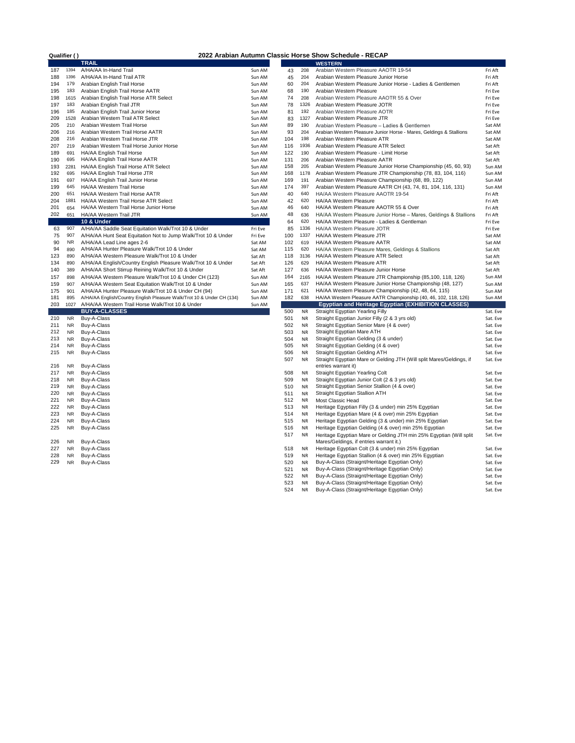Qualifier ( )

# 2022 Arabian Autumn Classic Horse Show Schedule - RECAP

| | | TRAIL | |
|---|---|---|---|
| 187 | 1394 | A/HA/AA In-Hand Trail | Sun AM |
| 188 | 1396 | A/HA/AA In-Hand Trail ATR | Sun AM |
| 194 | 179 | Arabian English Trail Horse | Sun AM |
| 195 | 183 | Arabian English Trail Horse AATR | Sun AM |
| 198 | 1615 | Arabian English Trail Horse ATR Select | Sun AM |
| 197 | 183 | Arabian English Trail JTR | Sun AM |
| 196 | 185 | Arabian English Trail Junior Horse | Sun AM |
| 209 | 1528 | Arabian Western Trail ATR Select | Sun AM |
| 205 | 210 | Arabian Western Trail Horse | Sun AM |
| 206 | 216 | Arabian Western Trail Horse AATR | Sun AM |
| 208 | 216 | Arabian Western Trail Horse JTR | Sun AM |
| 207 | 219 | Arabian Western Trail Horse Junior Horse | Sun AM |
| 189 | 691 | HA/AA English Trail Horse | Sun AM |
| 190 | 695 | HA/AA English Trail Horse AATR | Sun AM |
| 193 | 2281 | HA/AA English Trail Horse ATR Select | Sun AM |
| 192 | 695 | HA/AA English Trail Horse JTR | Sun AM |
| 191 | 697 | HA/AA English Trail Junior Horse | Sun AM |
| 199 | 645 | HA/AA Western Trail Horse | Sun AM |
| 200 | 651 | HA/AA Western Trail Horse AATR | Sun AM |
| 204 | 1881 | HA/AA Western Trail Horse ATR Select | Sun AM |
| 201 | 654 | HA/AA Western Trail Horse Junior Horse | Sun AM |
| 202 | 651 | HA/AA Western Trail JTR | Sun AM |
| | | **10 & Under** | |
| 63 | 907 | A/HA/AA Saddle Seat Equitation Walk/Trot 10 & Under | Fri Eve |
| 75 | 907 | A/HA/AA Hunt Seat Equitation Not to Jump Walk/Trot 10 & Under | Fri Eve |
| 90 | NR | A/HA/AA Lead Line ages 2-6 | Sat AM |
| 94 | 890 | A/HA/AA Hunter Pleasure Walk/Trot 10 & Under | Sat AM |
| 123 | 890 | A/HA/AA Western Pleasure Walk/Trot 10 & Under | Sat Aft |
| 134 | 890 | A/HA/AA English/Country English Pleasure Walk/Trot 10 & Under | Sat Aft |
| 140 | 389 | A/HA/AA Short Stirrup Reining Walk/Trot 10 & Under | Sat Aft |
| 157 | 898 | A/HA/AA Western Pleasure Walk/Trot 10 & Under CH (123) | Sun AM |
| 159 | 907 | A/HA/AA Western Seat Equitation Walk/Trot 10 & Under | Sun AM |
| 175 | 901 | A/HA/AA Hunter Pleasure Walk/Trot 10 & Under CH (94) | Sun AM |
| 181 | 895 | A/HA/AA English/Country English Pleasure Walk/Trot 10 & Under CH (134) | Sun AM |
| 203 | 1027 | A/HA/AA Western Trail Horse Walk/Trot 10 & Under | Sun AM |
| | | **BUY-A-CLASSES** | |
| 210 | NR | Buy-A-Class | |
| 211 | NR | Buy-A-Class | |
| 212 | NR | Buy-A-Class | |
| 213 | NR | Buy-A-Class | |
| 214 | NR | Buy-A-Class | |
| 215 | NR | Buy-A-Class | |
| 216 | NR | Buy-A-Class | |
| 217 | NR | Buy-A-Class | |
| 218 | NR | Buy-A-Class | |
| 219 | NR | Buy-A-Class | |
| 220 | NR | Buy-A-Class | |
| 221 | NR | Buy-A-Class | |
| 222 | NR | Buy-A-Class | |
| 223 | NR | Buy-A-Class | |
| 224 | NR | Buy-A-Class | |
| 225 | NR | Buy-A-Class | |
| 226 | NR | Buy-A-Class | |
| 227 | NR | Buy-A-Class | |
| 228 | NR | Buy-A-Class | |
| 229 | NR | Buy-A-Class | |

| | | WESTERN | |
|---|---|---|---|
| 43 | 208 | Arabian Western Pleasure AAOTR 19-54 | Fri Aft |
| 45 | 204 | Arabian Western Pleasure Junior Horse | Fri Aft |
| 60 | 204 | Arabian Western Pleasure Junior Horse - Ladies & Gentlemen | Fri Aft |
| 68 | 190 | Arabian Western Pleasure | Fri Eve |
| 74 | 208 | Arabian Western Pleasure AAOTR 55 & Over | Fri Eve |
| 78 | 1326 | Arabian Western Pleasure JOTR | Fri Eve |
| 81 | 192 | Arabian Western Pleasure AOTR | Fri Eve |
| 83 | 1327 | Arabian Western Pleasure JTR | Fri Eve |
| 89 | 190 | Arabian Western Pleasure – Ladies & Gentlemen | Sat AM |
| 93 | 204 | Arabian Western Pleasure Junior Horse - Mares, Geldings & Stallions | Sat AM |
| 104 | 198 | Arabian Western Pleasure ATR | Sat AM |
| 116 | 1936 | Arabian Western Pleasure ATR Select | Sat Aft |
| 122 | 190 | Arabian Western Pleasure - Limit Horse | Sat Aft |
| 131 | 206 | Arabian Western Pleasure AATR | Sat Aft |
| 158 | 205 | Arabian Western Pleasure Junior Horse Championship (45, 60, 93) | Sun AM |
| 168 | 1178 | Arabian Western Pleasure JTR Championship (78, 83, 104, 116) | Sun AM |
| 169 | 191 | Arabian Western Pleasure Championship (68, 89, 122) | Sun AM |
| 174 | 397 | Arabian Western Pleasure AATR CH (43, 74, 81, 104, 116, 131) | Sun AM |
| 40 | 640 | HA/AA Western Pleasure AAOTR 19-54 | Fri Aft |
| 42 | 620 | HA/AA Western Pleasure | Fri Aft |
| 46 | 640 | HA/AA Western Pleasure AAOTR 55 & Over | Fri Aft |
| 48 | 636 | HA/AA Western Pleasure Junior Horse – Mares, Geldings & Stallions | Fri Aft |
| 64 | 620 | HA/AA Western Pleasure - Ladies & Gentleman | Fri Eve |
| 85 | 1336 | HA/AA Western Pleasure JOTR | Fri Eve |
| 100 | 1337 | HA/AA Western Pleasure JTR | Sat AM |
| 102 | 619 | HA/AA Western Pleasure AATR | Sat AM |
| 115 | 620 | HA/AA Western Pleasure Mares, Geldings & Stallions | Sat Aft |
| 118 | 3136 | HA/AA Western Pleasure ATR Select | Sat Aft |
| 126 | 629 | HA/AA Western Pleasure ATR | Sat Aft |
| 127 | 636 | HA/AA Western Pleasure Junior Horse | Sat Aft |
| 164 | 2165 | HA/AA Western Pleasure JTR Championship (85,100, 118, 126) | Sun AM |
| 165 | 637 | HA/AA Western Pleasure Junior Horse Championship (48, 127) | Sun AM |
| 171 | 621 | HA/AA Western Pleasure Championship (42, 48, 64, 115) | Sun AM |
| 182 | 638 | HA/AA Western Pleasure AATR Championship (40, 46, 102, 118, 126) | Sun AM |
| | | **Egyptian and Heritage Egyptian (EXHIBITION CLASSES)** | |
| 500 | NR | Straight Egyptian Yearling Filly | Sat. Eve |
| 501 | NR | Straight Egyptian Junior Filly (2 & 3 yrs old) | Sat. Eve |
| 502 | NR | Straight Egyptian Senior Mare (4 & over) | Sat. Eve |
| 503 | NR | Straight Egyptian Mare ATH | Sat. Eve |
| 504 | NR | Straight Egyptian Gelding (3 & under) | Sat. Eve |
| 505 | NR | Straight Egyptian Gelding (4 & over) | Sat. Eve |
| 506 | NR | Straight Egyptian Gelding ATH | Sat. Eve |
| 507 | NR | Straight Egyptian Mare or Gelding JTH (Will split Mares/Geldings, if entries warrant it) | Sat. Eve |
| 508 | NR | Straight Egyptian Yearling Colt | Sat. Eve |
| 509 | NR | Straight Egyptian Junior Colt (2 & 3 yrs old) | Sat. Eve |
| 510 | NR | Straight Egyptian Senior Stallion (4 & over) | Sat. Eve |
| 511 | NR | Straight Egyptian Stallion ATH | Sat. Eve |
| 512 | NR | Most Classic Head | Sat. Eve |
| 513 | NR | Heritage Egyptian Filly (3 & under) min 25% Egyptian | Sat. Eve |
| 514 | NR | Heritage Egyptian Mare (4 & over) min 25% Egyptian | Sat. Eve |
| 515 | NR | Heritage Egyptian Gelding (3 & under) min 25% Egyptian | Sat. Eve |
| 516 | NR | Heritage Egyptian Gelding (4 & over) min 25% Egyptian | Sat. Eve |
| 517 | NR | Heritage Egyptian Mare or Gelding JTH min 25% Egyptian (Will split Mares/Geldings, if entries warrant it.) | Sat. Eve |
| 518 | NR | Heritage Egyptian Colt (3 & under) min 25% Egyptian | Sat. Eve |
| 519 | NR | Heritage Egyptian Stallion (4 & over) min 25% Egyptian | Sat. Eve |
| 520 | NR | Buy-A-Class (Straignt/Heritage Egyptian Only) | Sat. Eve |
| 521 | NR | Buy-A-Class (Straignt/Heritage Egyptian Only) | Sat. Eve |
| 522 | NR | Buy-A-Class (Straignt/Heritage Egyptian Only) | Sat. Eve |
| 523 | NR | Buy-A-Class (Straignt/Heritage Egyptian Only) | Sat. Eve |
| 524 | NR | Buy-A-Class (Straignt/Heritage Egyptian Only) | Sat. Eve |